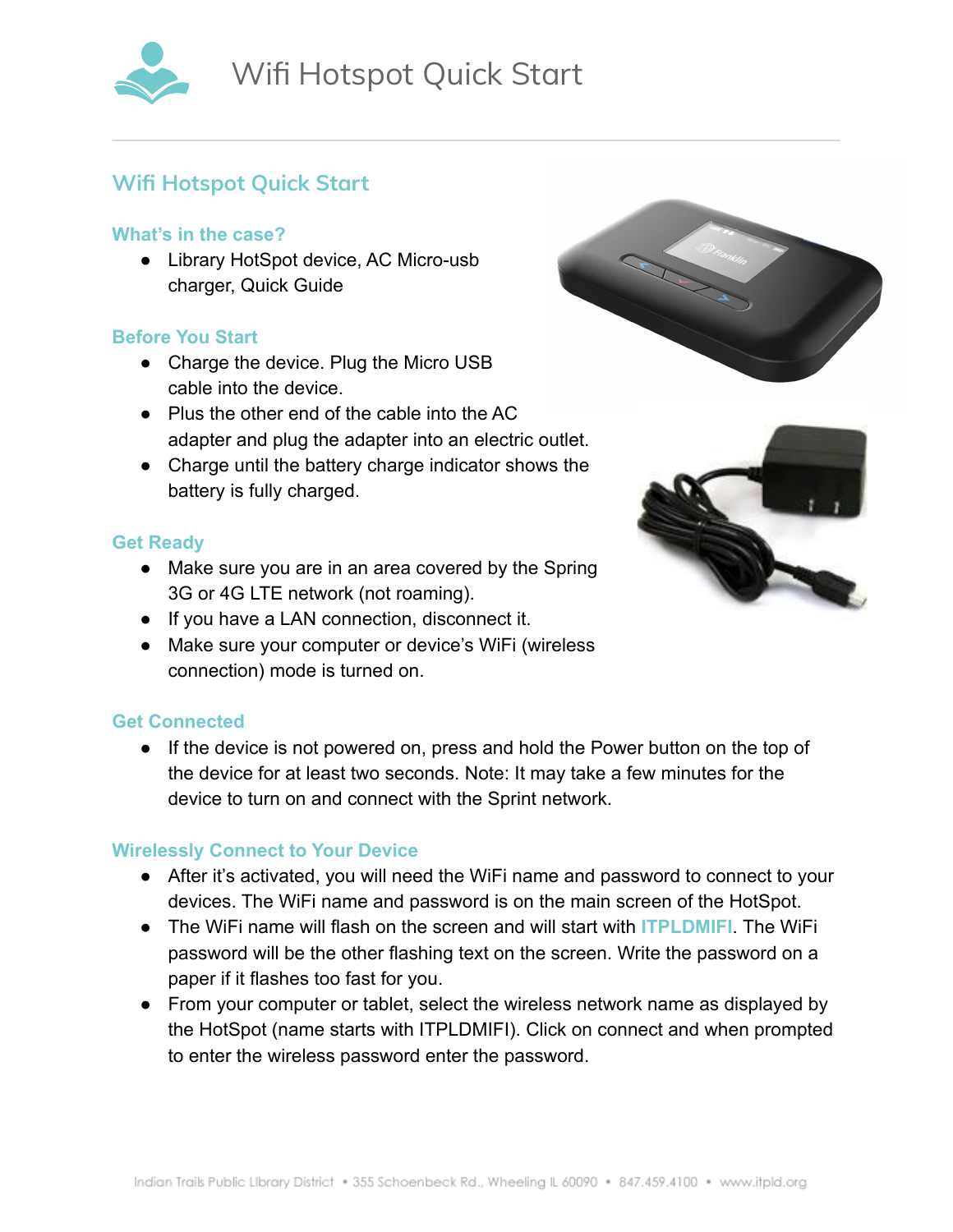# Wifi Hotspot Quick Start

## Wifi Hotspot Quick Start

### What's in the case?

- Library HotSpot device, AC Micro-usb charger, Quick Guide

### Before You Start

- Charge the device. Plug the Micro USB cable into the device.
- Plus the other end of the cable into the AC adapter and plug the adapter into an electric outlet.
- Charge until the battery charge indicator shows the battery is fully charged.

### Get Ready

- Make sure you are in an area covered by the Spring 3G or 4G LTE network (not roaming).
- If you have a LAN connection, disconnect it.
- Make sure your computer or device's WiFi (wireless connection) mode is turned on.

### Get Connected

- If the device is not powered on, press and hold the Power button on the top of the device for at least two seconds. Note: It may take a few minutes for the device to turn on and connect with the Sprint network.

### Wirelessly Connect to Your Device

- After it's activated, you will need the WiFi name and password to connect to your devices. The WiFi name and password is on the main screen of the HotSpot.
- The WiFi name will flash on the screen and will start with **ITPLDMIFI**. The WiFi password will be the other flashing text on the screen. Write the password on a paper if it flashes too fast for you.
- From your computer or tablet, select the wireless network name as displayed by the HotSpot (name starts with ITPLDMIFI). Click on connect and when prompted to enter the wireless password enter the password.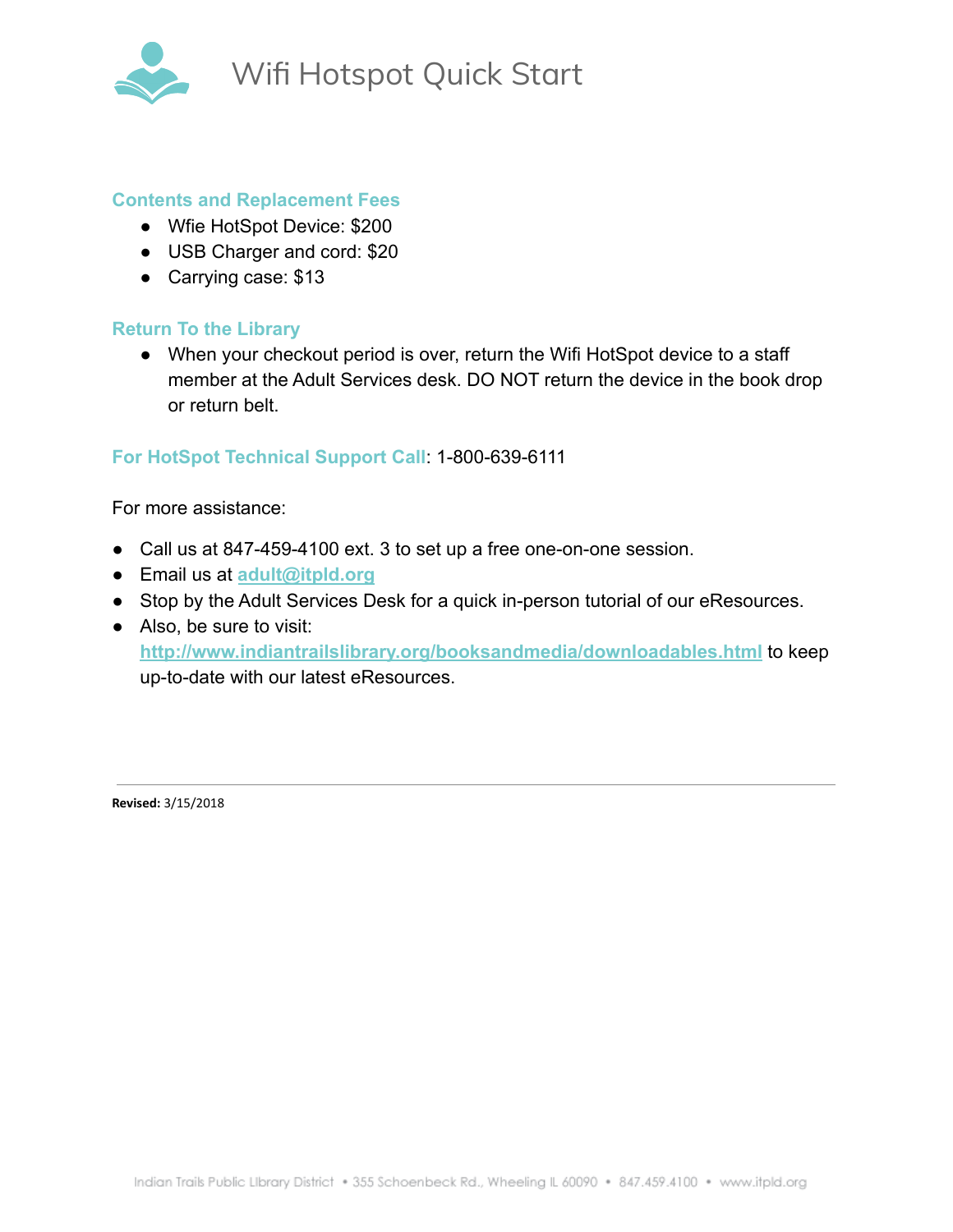# Wifi Hotspot Quick Start

### Contents and Replacement Fees

- Wfie HotSpot Device: $200
- USB Charger and cord: $20
- Carrying case: $13

### Return To the Library

- When your checkout period is over, return the Wifi HotSpot device to a staff member at the Adult Services desk. DO NOT return the device in the book drop or return belt.

**For HotSpot Technical Support Call**: 1-800-639-6111

For more assistance:

- Call us at 847-459-4100 ext. 3 to set up a free one-on-one session.
- Email us at adult@itpld.org
- Stop by the Adult Services Desk for a quick in-person tutorial of our eResources.
- Also, be sure to visit: http://www.indiantrailslibrary.org/booksandmedia/downloadables.html to keep up-to-date with our latest eResources.

---

**Revised:** 3/15/2018

Indian Trails Public Library District • 355 Schoenbeck Rd., Wheeling IL 60090 • 847.459.4100 • www.itpld.org